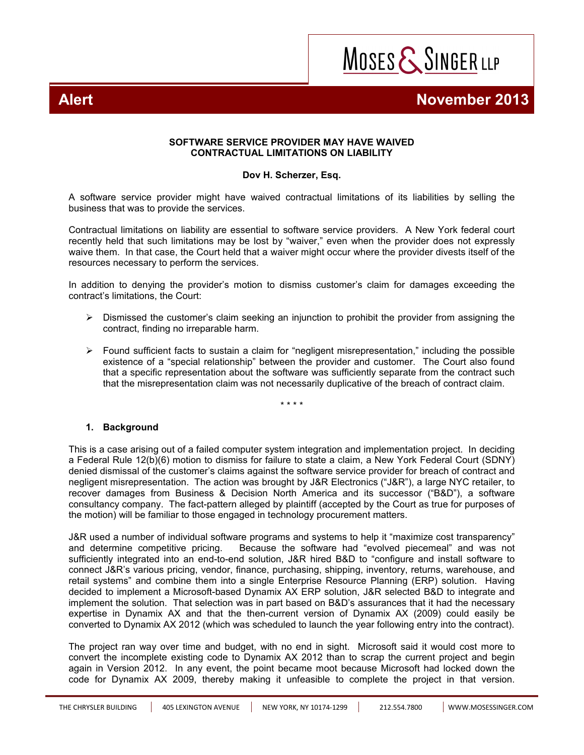**Alert** **November 2013**

**SOFTWARE SERVICE PROVIDER MAY HAVE WAIVED CONTRACTUAL LIMITATIONS ON LIABILITY**

**Dov H. Scherzer, Esq.**

A software service provider might have waived contractual limitations of its liabilities by selling the business that was to provide the services.

Contractual limitations on liability are essential to software service providers. A New York federal court recently held that such limitations may be lost by "waiver," even when the provider does not expressly waive them. In that case, the Court held that a waiver might occur where the provider divests itself of the resources necessary to perform the services.

In addition to denying the provider's motion to dismiss customer's claim for damages exceeding the contract's limitations, the Court:

- Dismissed the customer's claim seeking an injunction to prohibit the provider from assigning the contract, finding no irreparable harm.
- Found sufficient facts to sustain a claim for "negligent misrepresentation," including the possible existence of a "special relationship" between the provider and customer. The Court also found that a specific representation about the software was sufficiently separate from the contract such that the misrepresentation claim was not necessarily duplicative of the breach of contract claim.

\* \* \* \*

## 1. Background

This is a case arising out of a failed computer system integration and implementation project. In deciding a Federal Rule 12(b)(6) motion to dismiss for failure to state a claim, a New York Federal Court (SDNY) denied dismissal of the customer's claims against the software service provider for breach of contract and negligent misrepresentation. The action was brought by J&R Electronics ("J&R"), a large NYC retailer, to recover damages from Business & Decision North America and its successor ("B&D"), a software consultancy company. The fact-pattern alleged by plaintiff (accepted by the Court as true for purposes of the motion) will be familiar to those engaged in technology procurement matters.

J&R used a number of individual software programs and systems to help it "maximize cost transparency" and determine competitive pricing. Because the software had "evolved piecemeal" and was not sufficiently integrated into an end-to-end solution, J&R hired B&D to "configure and install software to connect J&R's various pricing, vendor, finance, purchasing, shipping, inventory, returns, warehouse, and retail systems" and combine them into a single Enterprise Resource Planning (ERP) solution. Having decided to implement a Microsoft-based Dynamix AX ERP solution, J&R selected B&D to integrate and implement the solution. That selection was in part based on B&D's assurances that it had the necessary expertise in Dynamix AX and that the then-current version of Dynamix AX (2009) could easily be converted to Dynamix AX 2012 (which was scheduled to launch the year following entry into the contract).

The project ran way over time and budget, with no end in sight. Microsoft said it would cost more to convert the incomplete existing code to Dynamix AX 2012 than to scrap the current project and begin again in Version 2012. In any event, the point became moot because Microsoft had locked down the code for Dynamix AX 2009, thereby making it unfeasible to complete the project in that version.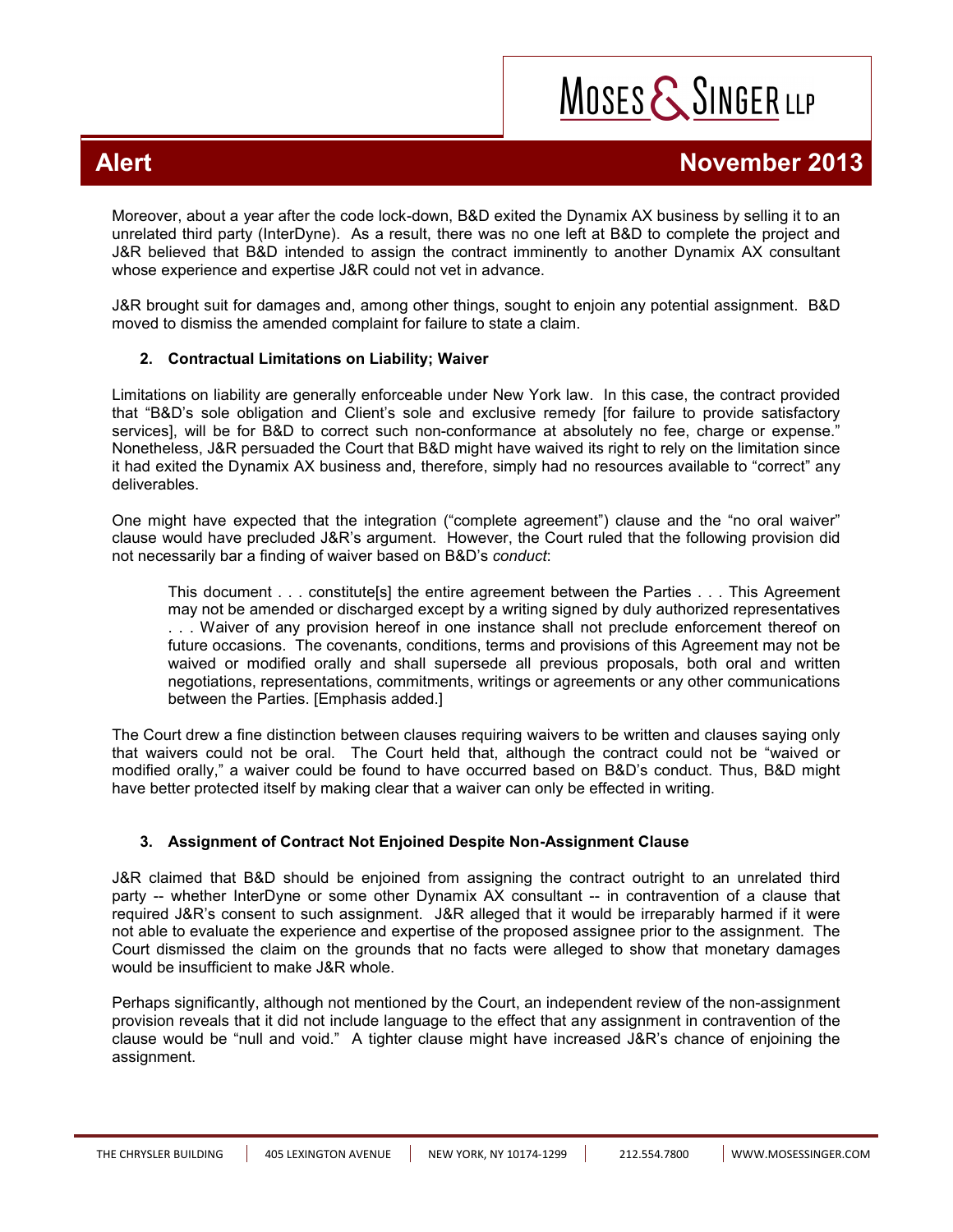Moreover, about a year after the code lock-down, B&D exited the Dynamix AX business by selling it to an unrelated third party (InterDyne). As a result, there was no one left at B&D to complete the project and J&R believed that B&D intended to assign the contract imminently to another Dynamix AX consultant whose experience and expertise J&R could not vet in advance.

J&R brought suit for damages and, among other things, sought to enjoin any potential assignment. B&D moved to dismiss the amended complaint for failure to state a claim.

### 2. Contractual Limitations on Liability; Waiver

Limitations on liability are generally enforceable under New York law. In this case, the contract provided that "B&D's sole obligation and Client's sole and exclusive remedy [for failure to provide satisfactory services], will be for B&D to correct such non-conformance at absolutely no fee, charge or expense." Nonetheless, J&R persuaded the Court that B&D might have waived its right to rely on the limitation since it had exited the Dynamix AX business and, therefore, simply had no resources available to "correct" any deliverables.

One might have expected that the integration ("complete agreement") clause and the "no oral waiver" clause would have precluded J&R's argument. However, the Court ruled that the following provision did not necessarily bar a finding of waiver based on B&D's *conduct*:

> This document . . . constitute[s] the entire agreement between the Parties . . . This Agreement may not be amended or discharged except by a writing signed by duly authorized representatives . . . Waiver of any provision hereof in one instance shall not preclude enforcement thereof on future occasions. The covenants, conditions, terms and provisions of this Agreement may not be waived or modified orally and shall supersede all previous proposals, both oral and written negotiations, representations, commitments, writings or agreements or any other communications between the Parties. [Emphasis added.]

The Court drew a fine distinction between clauses requiring waivers to be written and clauses saying only that waivers could not be oral. The Court held that, although the contract could not be "waived or modified orally," a waiver could be found to have occurred based on B&D's conduct. Thus, B&D might have better protected itself by making clear that a waiver can only be effected in writing.

### 3. Assignment of Contract Not Enjoined Despite Non-Assignment Clause

J&R claimed that B&D should be enjoined from assigning the contract outright to an unrelated third party -- whether InterDyne or some other Dynamix AX consultant -- in contravention of a clause that required J&R's consent to such assignment. J&R alleged that it would be irreparably harmed if it were not able to evaluate the experience and expertise of the proposed assignee prior to the assignment. The Court dismissed the claim on the grounds that no facts were alleged to show that monetary damages would be insufficient to make J&R whole.

Perhaps significantly, although not mentioned by the Court, an independent review of the non-assignment provision reveals that it did not include language to the effect that any assignment in contravention of the clause would be "null and void." A tighter clause might have increased J&R's chance of enjoining the assignment.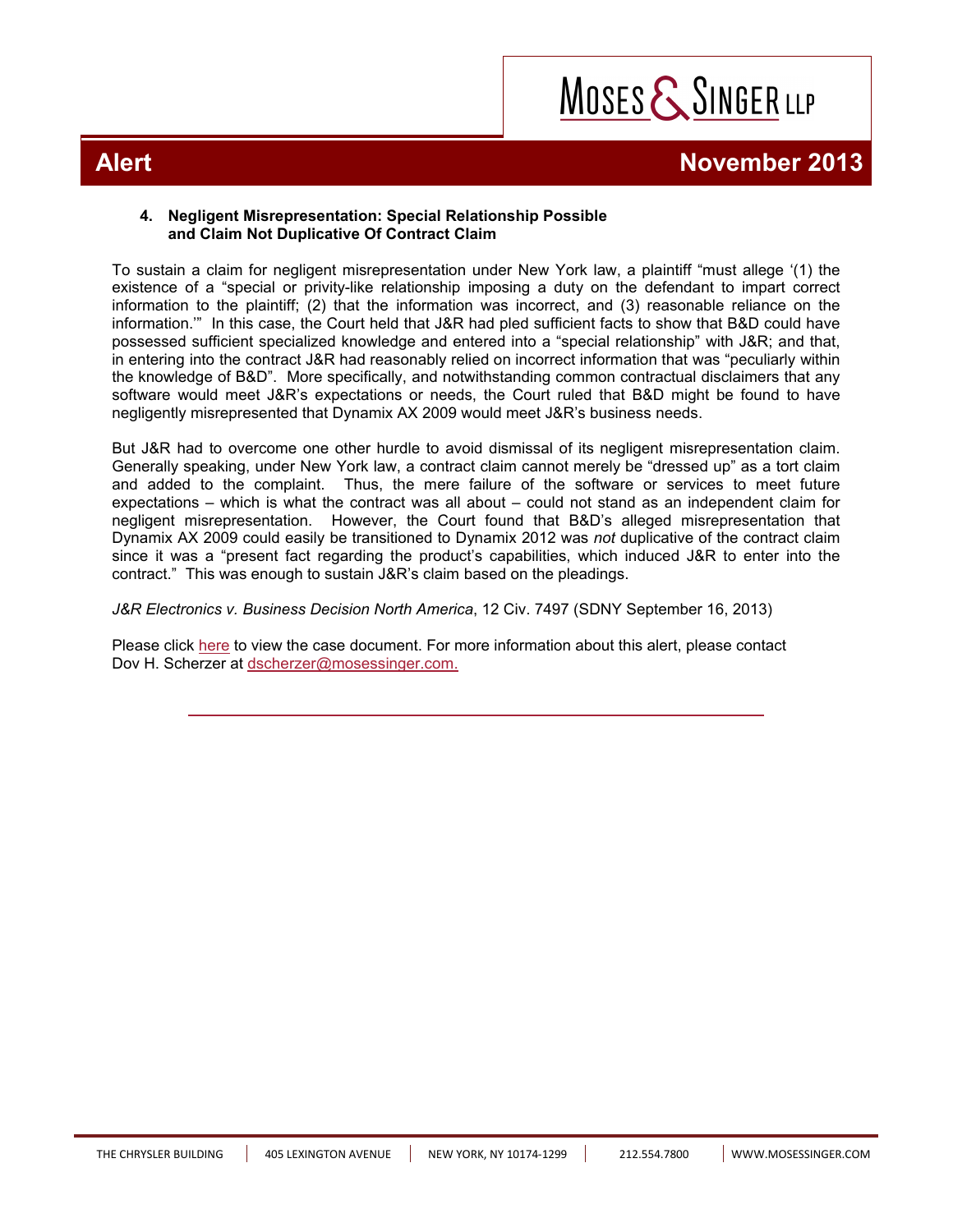### 4. Negligent Misrepresentation: Special Relationship Possible and Claim Not Duplicative Of Contract Claim

To sustain a claim for negligent misrepresentation under New York law, a plaintiff "must allege '(1) the existence of a "special or privity-like relationship imposing a duty on the defendant to impart correct information to the plaintiff; (2) that the information was incorrect, and (3) reasonable reliance on the information.'" In this case, the Court held that J&R had pled sufficient facts to show that B&D could have possessed sufficient specialized knowledge and entered into a "special relationship" with J&R; and that, in entering into the contract J&R had reasonably relied on incorrect information that was "peculiarly within the knowledge of B&D". More specifically, and notwithstanding common contractual disclaimers that any software would meet J&R's expectations or needs, the Court ruled that B&D might be found to have negligently misrepresented that Dynamix AX 2009 would meet J&R's business needs.

But J&R had to overcome one other hurdle to avoid dismissal of its negligent misrepresentation claim. Generally speaking, under New York law, a contract claim cannot merely be "dressed up" as a tort claim and added to the complaint. Thus, the mere failure of the software or services to meet future expectations – which is what the contract was all about – could not stand as an independent claim for negligent misrepresentation. However, the Court found that B&D's alleged misrepresentation that Dynamix AX 2009 could easily be transitioned to Dynamix 2012 was *not* duplicative of the contract claim since it was a "present fact regarding the product's capabilities, which induced J&R to enter into the contract." This was enough to sustain J&R's claim based on the pleadings.

*J&R Electronics v. Business Decision North America*, 12 Civ. 7497 (SDNY September 16, 2013)

Please click here to view the case document. For more information about this alert, please contact Dov H. Scherzer at dscherzer@mosessinger.com.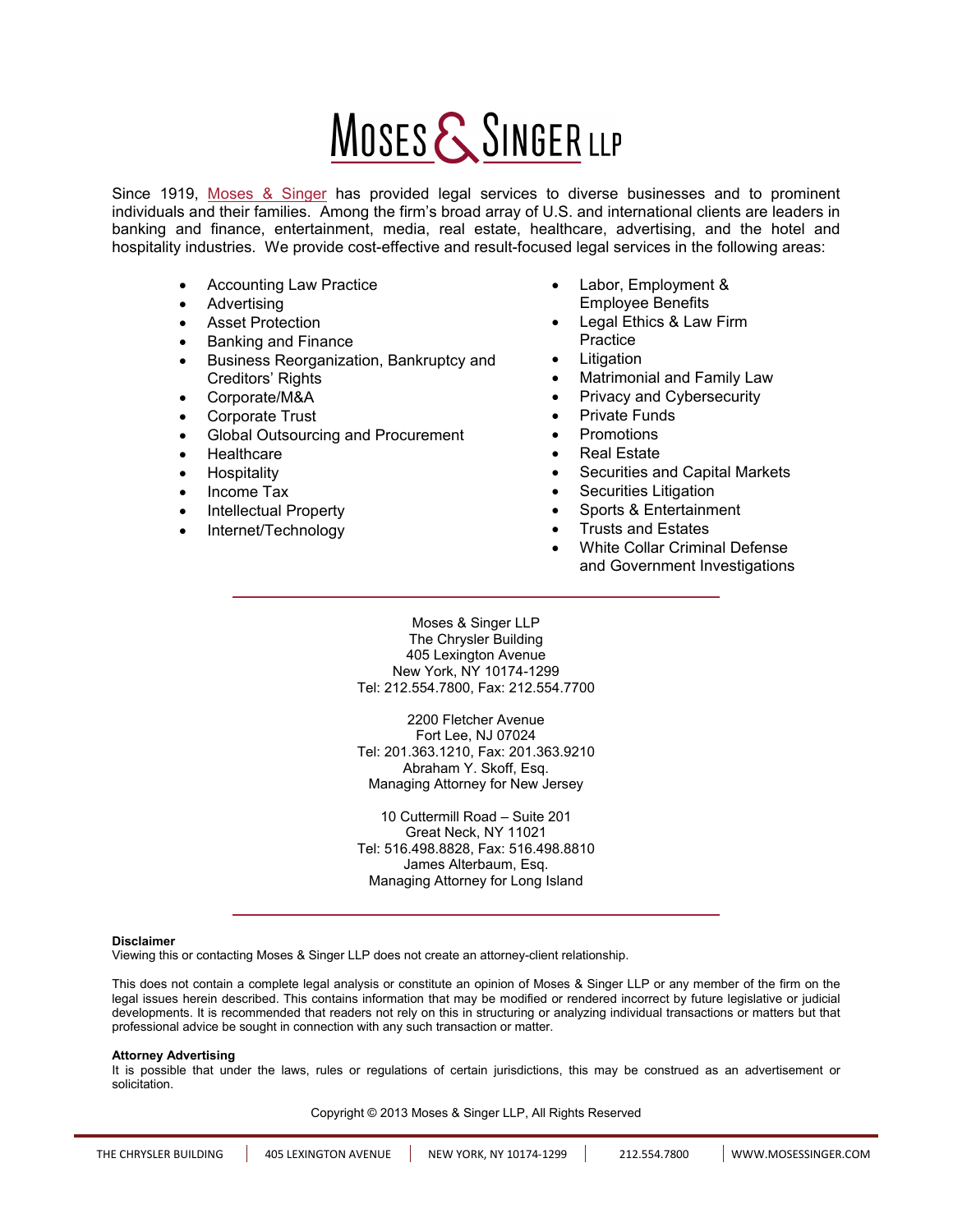# MOSES & SINGER LLP

Since 1919, Moses & Singer has provided legal services to diverse businesses and to prominent individuals and their families. Among the firm's broad array of U.S. and international clients are leaders in banking and finance, entertainment, media, real estate, healthcare, advertising, and the hotel and hospitality industries. We provide cost-effective and result-focused legal services in the following areas:

- Accounting Law Practice
- Advertising
- Asset Protection
- Banking and Finance
- Business Reorganization, Bankruptcy and Creditors' Rights
- Corporate/M&A
- Corporate Trust
- Global Outsourcing and Procurement
- Healthcare
- Hospitality
- Income Tax
- Intellectual Property
- Internet/Technology
- Labor, Employment & Employee Benefits
- Legal Ethics & Law Firm Practice
- Litigation
- Matrimonial and Family Law
- Privacy and Cybersecurity
- Private Funds
- Promotions
- Real Estate
- Securities and Capital Markets
- Securities Litigation
- Sports & Entertainment
- Trusts and Estates
- White Collar Criminal Defense and Government Investigations

---

Moses & Singer LLP
The Chrysler Building
405 Lexington Avenue
New York, NY 10174-1299
Tel: 212.554.7800, Fax: 212.554.7700

2200 Fletcher Avenue
Fort Lee, NJ 07024
Tel: 201.363.1210, Fax: 201.363.9210
Abraham Y. Skoff, Esq.
Managing Attorney for New Jersey

10 Cuttermill Road – Suite 201
Great Neck, NY 11021
Tel: 516.498.8828, Fax: 516.498.8810
James Alterbaum, Esq.
Managing Attorney for Long Island

---

**Disclaimer**
Viewing this or contacting Moses & Singer LLP does not create an attorney-client relationship.

This does not contain a complete legal analysis or constitute an opinion of Moses & Singer LLP or any member of the firm on the legal issues herein described. This contains information that may be modified or rendered incorrect by future legislative or judicial developments. It is recommended that readers not rely on this in structuring or analyzing individual transactions or matters but that professional advice be sought in connection with any such transaction or matter.

**Attorney Advertising**
It is possible that under the laws, rules or regulations of certain jurisdictions, this may be construed as an advertisement or solicitation.

Copyright © 2013 Moses & Singer LLP, All Rights Reserved